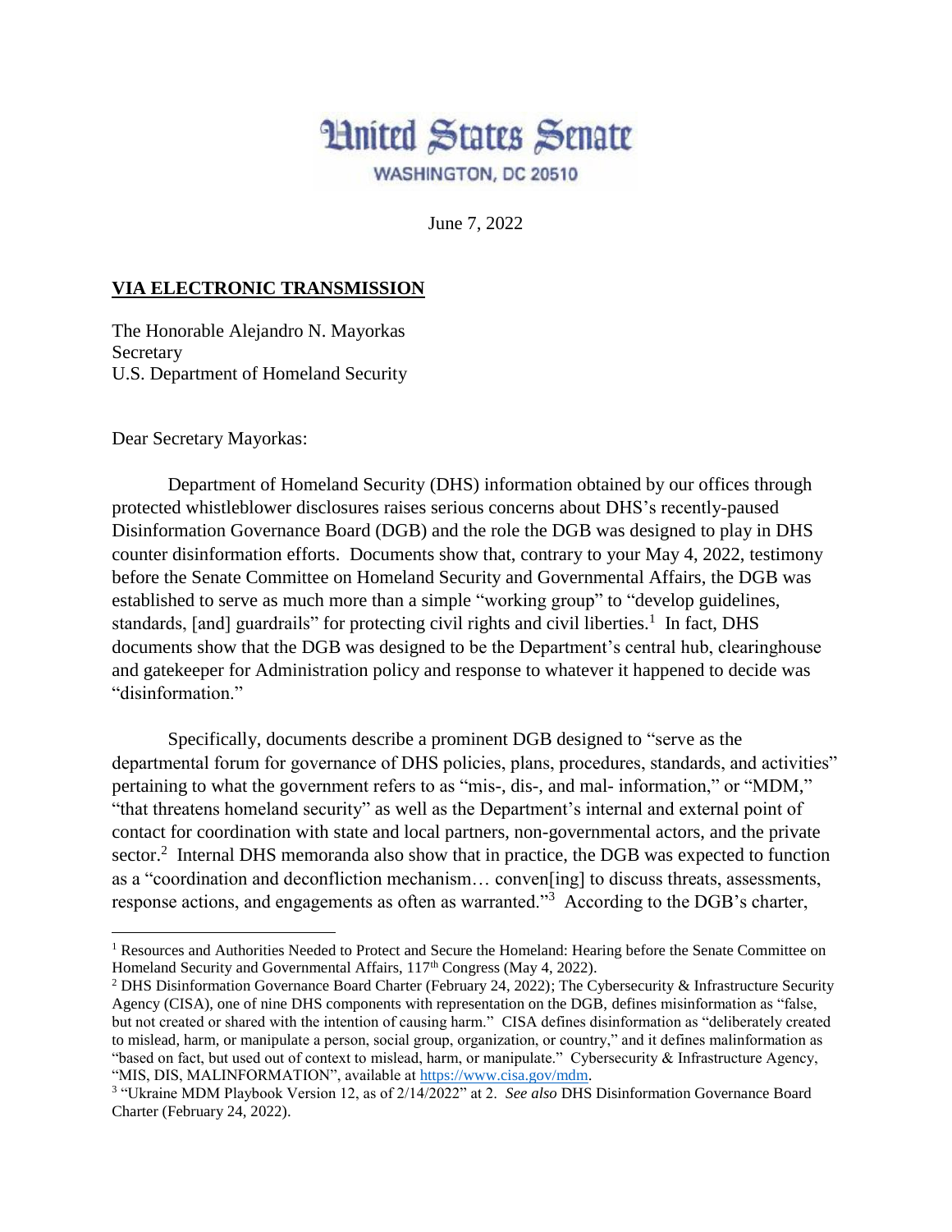# United States Senate

WASHINGTON, DC 20510

June 7, 2022

**VIA ELECTRONIC TRANSMISSION**

The Honorable Alejandro N. Mayorkas
Secretary
U.S. Department of Homeland Security

Dear Secretary Mayorkas:

Department of Homeland Security (DHS) information obtained by our offices through protected whistleblower disclosures raises serious concerns about DHS's recently-paused Disinformation Governance Board (DGB) and the role the DGB was designed to play in DHS counter disinformation efforts. Documents show that, contrary to your May 4, 2022, testimony before the Senate Committee on Homeland Security and Governmental Affairs, the DGB was established to serve as much more than a simple "working group" to "develop guidelines, standards, [and] guardrails" for protecting civil rights and civil liberties.[1] In fact, DHS documents show that the DGB was designed to be the Department's central hub, clearinghouse and gatekeeper for Administration policy and response to whatever it happened to decide was "disinformation."

Specifically, documents describe a prominent DGB designed to "serve as the departmental forum for governance of DHS policies, plans, procedures, standards, and activities" pertaining to what the government refers to as "mis-, dis-, and mal- information," or "MDM," "that threatens homeland security" as well as the Department's internal and external point of contact for coordination with state and local partners, non-governmental actors, and the private sector.[2] Internal DHS memoranda also show that in practice, the DGB was expected to function as a "coordination and deconfliction mechanism… conven[ing] to discuss threats, assessments, response actions, and engagements as often as warranted."[3] According to the DGB's charter,

---

[1] Resources and Authorities Needed to Protect and Secure the Homeland: Hearing before the Senate Committee on Homeland Security and Governmental Affairs, 117th Congress (May 4, 2022).

[2] DHS Disinformation Governance Board Charter (February 24, 2022); The Cybersecurity & Infrastructure Security Agency (CISA), one of nine DHS components with representation on the DGB, defines misinformation as "false, but not created or shared with the intention of causing harm." CISA defines disinformation as "deliberately created to mislead, harm, or manipulate a person, social group, organization, or country," and it defines malinformation as "based on fact, but used out of context to mislead, harm, or manipulate." Cybersecurity & Infrastructure Agency, "MIS, DIS, MALINFORMATION", available at https://www.cisa.gov/mdm.

[3] "Ukraine MDM Playbook Version 12, as of 2/14/2022" at 2. *See also* DHS Disinformation Governance Board Charter (February 24, 2022).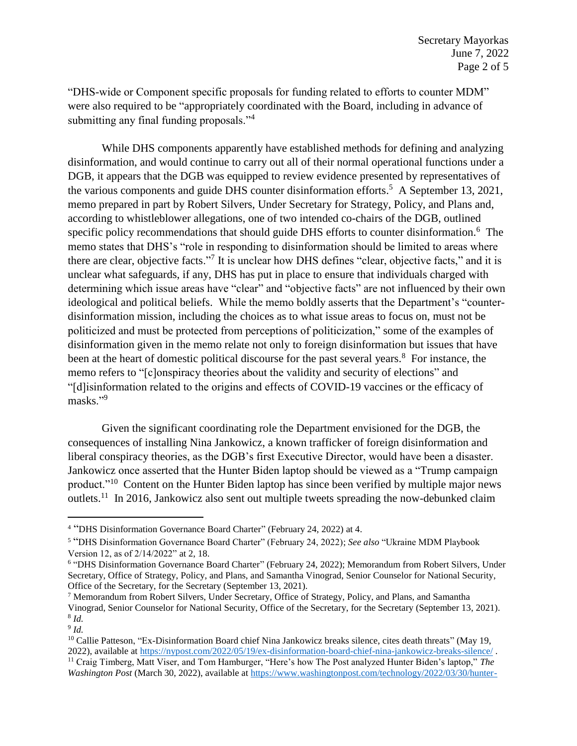"DHS-wide or Component specific proposals for funding related to efforts to counter MDM" were also required to be "appropriately coordinated with the Board, including in advance of submitting any final funding proposals."[4]

While DHS components apparently have established methods for defining and analyzing disinformation, and would continue to carry out all of their normal operational functions under a DGB, it appears that the DGB was equipped to review evidence presented by representatives of the various components and guide DHS counter disinformation efforts.[5] A September 13, 2021, memo prepared in part by Robert Silvers, Under Secretary for Strategy, Policy, and Plans and, according to whistleblower allegations, one of two intended co-chairs of the DGB, outlined specific policy recommendations that should guide DHS efforts to counter disinformation.[6] The memo states that DHS's "role in responding to disinformation should be limited to areas where there are clear, objective facts."[7] It is unclear how DHS defines "clear, objective facts," and it is unclear what safeguards, if any, DHS has put in place to ensure that individuals charged with determining which issue areas have "clear" and "objective facts" are not influenced by their own ideological and political beliefs. While the memo boldly asserts that the Department's "counter-disinformation mission, including the choices as to what issue areas to focus on, must not be politicized and must be protected from perceptions of politicization," some of the examples of disinformation given in the memo relate not only to foreign disinformation but issues that have been at the heart of domestic political discourse for the past several years.[8] For instance, the memo refers to "[c]onspiracy theories about the validity and security of elections" and "[d]isinformation related to the origins and effects of COVID-19 vaccines or the efficacy of masks."[9]

Given the significant coordinating role the Department envisioned for the DGB, the consequences of installing Nina Jankowicz, a known trafficker of foreign disinformation and liberal conspiracy theories, as the DGB's first Executive Director, would have been a disaster. Jankowicz once asserted that the Hunter Biden laptop should be viewed as a "Trump campaign product."[10] Content on the Hunter Biden laptop has since been verified by multiple major news outlets.[11] In 2016, Jankowicz also sent out multiple tweets spreading the now-debunked claim

---

[4] "DHS Disinformation Governance Board Charter" (February 24, 2022) at 4.

[5] "DHS Disinformation Governance Board Charter" (February 24, 2022); *See also* "Ukraine MDM Playbook Version 12, as of 2/14/2022" at 2, 18.

[6] "DHS Disinformation Governance Board Charter" (February 24, 2022); Memorandum from Robert Silvers, Under Secretary, Office of Strategy, Policy, and Plans, and Samantha Vinograd, Senior Counselor for National Security, Office of the Secretary, for the Secretary (September 13, 2021).

[7] Memorandum from Robert Silvers, Under Secretary, Office of Strategy, Policy, and Plans, and Samantha Vinograd, Senior Counselor for National Security, Office of the Secretary, for the Secretary (September 13, 2021).

[8] *Id.*

[9] *Id.*

[10] Callie Patteson, "Ex-Disinformation Board chief Nina Jankowicz breaks silence, cites death threats" (May 19, 2022), available at https://nypost.com/2022/05/19/ex-disinformation-board-chief-nina-jankowicz-breaks-silence/ .

[11] Craig Timberg, Matt Viser, and Tom Hamburger, "Here's how The Post analyzed Hunter Biden's laptop," *The Washington Post* (March 30, 2022), available at https://www.washingtonpost.com/technology/2022/03/30/hunter-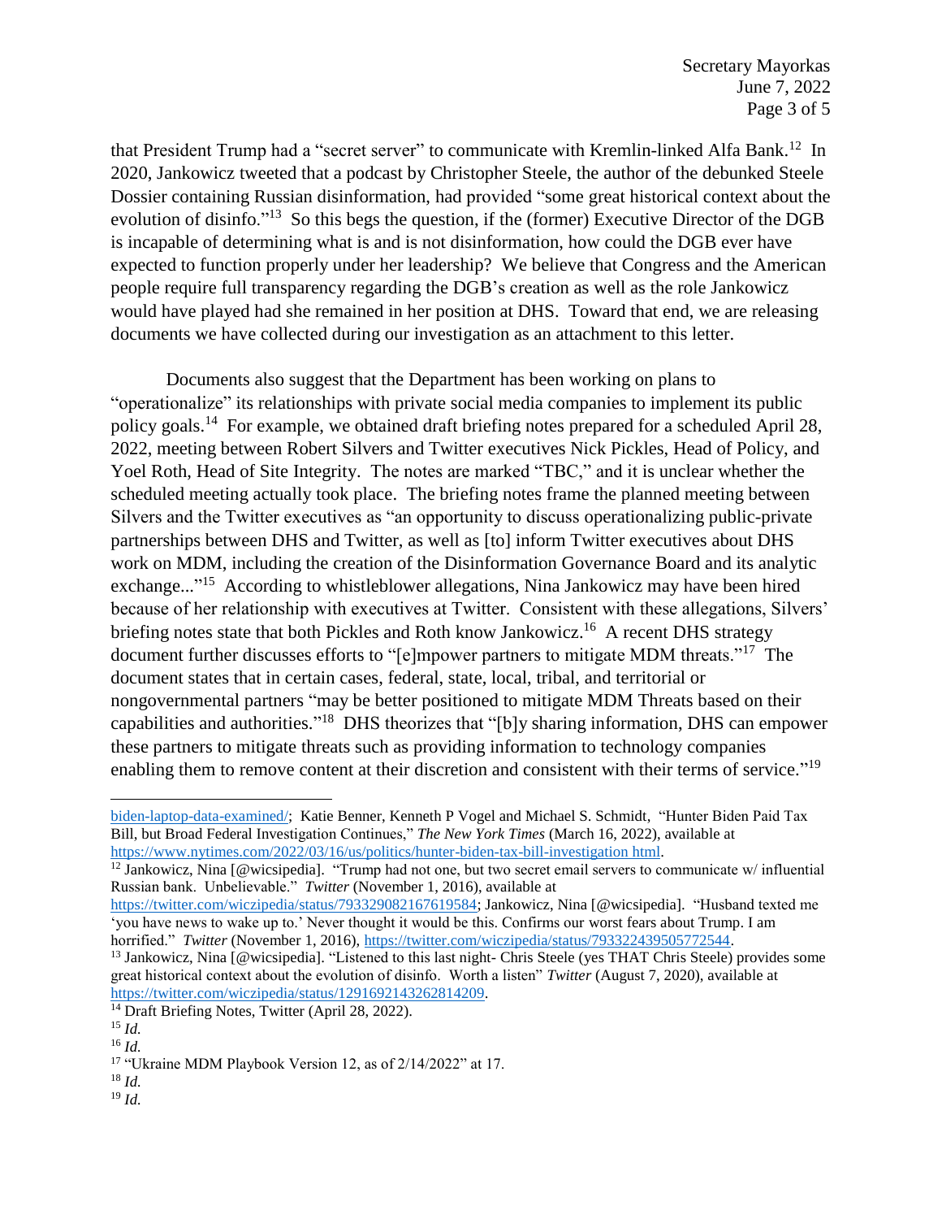that President Trump had a "secret server" to communicate with Kremlin-linked Alfa Bank.[12] In 2020, Jankowicz tweeted that a podcast by Christopher Steele, the author of the debunked Steele Dossier containing Russian disinformation, had provided "some great historical context about the evolution of disinfo."[13] So this begs the question, if the (former) Executive Director of the DGB is incapable of determining what is and is not disinformation, how could the DGB ever have expected to function properly under her leadership? We believe that Congress and the American people require full transparency regarding the DGB's creation as well as the role Jankowicz would have played had she remained in her position at DHS. Toward that end, we are releasing documents we have collected during our investigation as an attachment to this letter.

Documents also suggest that the Department has been working on plans to "operationalize" its relationships with private social media companies to implement its public policy goals.[14] For example, we obtained draft briefing notes prepared for a scheduled April 28, 2022, meeting between Robert Silvers and Twitter executives Nick Pickles, Head of Policy, and Yoel Roth, Head of Site Integrity. The notes are marked "TBC," and it is unclear whether the scheduled meeting actually took place. The briefing notes frame the planned meeting between Silvers and the Twitter executives as "an opportunity to discuss operationalizing public-private partnerships between DHS and Twitter, as well as [to] inform Twitter executives about DHS work on MDM, including the creation of the Disinformation Governance Board and its analytic exchange..."[15] According to whistleblower allegations, Nina Jankowicz may have been hired because of her relationship with executives at Twitter. Consistent with these allegations, Silvers' briefing notes state that both Pickles and Roth know Jankowicz.[16] A recent DHS strategy document further discusses efforts to "[e]mpower partners to mitigate MDM threats."[17] The document states that in certain cases, federal, state, local, tribal, and territorial or nongovernmental partners "may be better positioned to mitigate MDM Threats based on their capabilities and authorities."[18] DHS theorizes that "[b]y sharing information, DHS can empower these partners to mitigate threats such as providing information to technology companies enabling them to remove content at their discretion and consistent with their terms of service."[19]

---

biden-laptop-data-examined/; Katie Benner, Kenneth P Vogel and Michael S. Schmidt, "Hunter Biden Paid Tax Bill, but Broad Federal Investigation Continues," *The New York Times* (March 16, 2022), available at https://www.nytimes.com/2022/03/16/us/politics/hunter-biden-tax-bill-investigation html.

[12] Jankowicz, Nina [@wicsipedia]. "Trump had not one, but two secret email servers to communicate w/ influential Russian bank. Unbelievable." *Twitter* (November 1, 2016), available at https://twitter.com/wiczipedia/status/793329082167619584; Jankowicz, Nina [@wicsipedia]. "Husband texted me 'you have news to wake up to.' Never thought it would be this. Confirms our worst fears about Trump. I am horrified." *Twitter* (November 1, 2016), https://twitter.com/wiczipedia/status/793322439505772544.

[13] Jankowicz, Nina [@wicsipedia]. "Listened to this last night- Chris Steele (yes THAT Chris Steele) provides some great historical context about the evolution of disinfo. Worth a listen" *Twitter* (August 7, 2020), available at https://twitter.com/wiczipedia/status/1291692143262814209.

[14] Draft Briefing Notes, Twitter (April 28, 2022).

[15] *Id.*

[16] *Id.*

[17] "Ukraine MDM Playbook Version 12, as of 2/14/2022" at 17.

[18] *Id.*

[19] *Id.*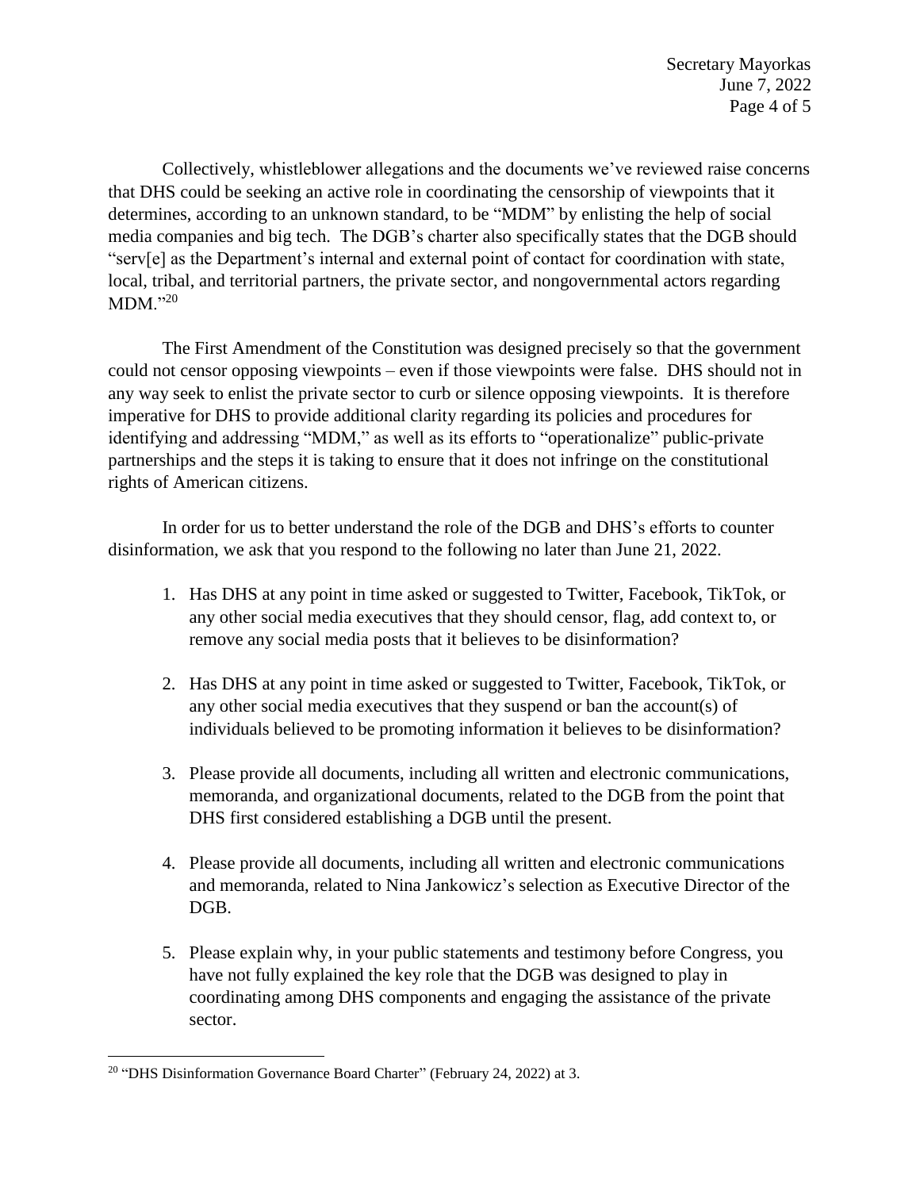Collectively, whistleblower allegations and the documents we've reviewed raise concerns that DHS could be seeking an active role in coordinating the censorship of viewpoints that it determines, according to an unknown standard, to be "MDM" by enlisting the help of social media companies and big tech. The DGB's charter also specifically states that the DGB should "serv[e] as the Department's internal and external point of contact for coordination with state, local, tribal, and territorial partners, the private sector, and nongovernmental actors regarding MDM."[20]

The First Amendment of the Constitution was designed precisely so that the government could not censor opposing viewpoints – even if those viewpoints were false. DHS should not in any way seek to enlist the private sector to curb or silence opposing viewpoints. It is therefore imperative for DHS to provide additional clarity regarding its policies and procedures for identifying and addressing "MDM," as well as its efforts to "operationalize" public-private partnerships and the steps it is taking to ensure that it does not infringe on the constitutional rights of American citizens.

In order for us to better understand the role of the DGB and DHS's efforts to counter disinformation, we ask that you respond to the following no later than June 21, 2022.

1. Has DHS at any point in time asked or suggested to Twitter, Facebook, TikTok, or any other social media executives that they should censor, flag, add context to, or remove any social media posts that it believes to be disinformation?

2. Has DHS at any point in time asked or suggested to Twitter, Facebook, TikTok, or any other social media executives that they suspend or ban the account(s) of individuals believed to be promoting information it believes to be disinformation?

3. Please provide all documents, including all written and electronic communications, memoranda, and organizational documents, related to the DGB from the point that DHS first considered establishing a DGB until the present.

4. Please provide all documents, including all written and electronic communications and memoranda, related to Nina Jankowicz's selection as Executive Director of the DGB.

5. Please explain why, in your public statements and testimony before Congress, you have not fully explained the key role that the DGB was designed to play in coordinating among DHS components and engaging the assistance of the private sector.

---

[20] "DHS Disinformation Governance Board Charter" (February 24, 2022) at 3.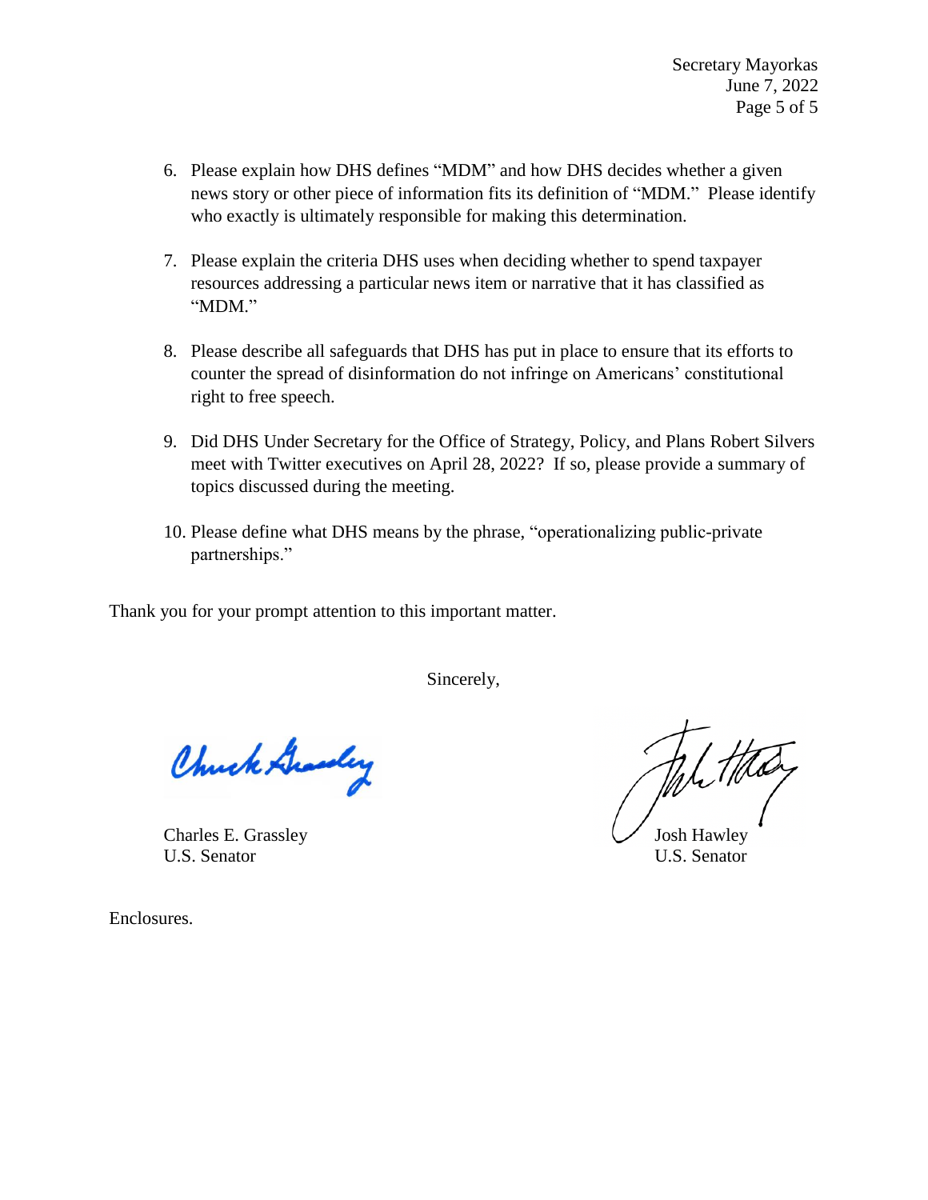6. Please explain how DHS defines "MDM" and how DHS decides whether a given news story or other piece of information fits its definition of "MDM." Please identify who exactly is ultimately responsible for making this determination.

7. Please explain the criteria DHS uses when deciding whether to spend taxpayer resources addressing a particular news item or narrative that it has classified as "MDM."

8. Please describe all safeguards that DHS has put in place to ensure that its efforts to counter the spread of disinformation do not infringe on Americans' constitutional right to free speech.

9. Did DHS Under Secretary for the Office of Strategy, Policy, and Plans Robert Silvers meet with Twitter executives on April 28, 2022? If so, please provide a summary of topics discussed during the meeting.

10. Please define what DHS means by the phrase, "operationalizing public-private partnerships."

Thank you for your prompt attention to this important matter.

Sincerely,

Charles E. Grassley
U.S. Senator

Josh Hawley
U.S. Senator

Enclosures.